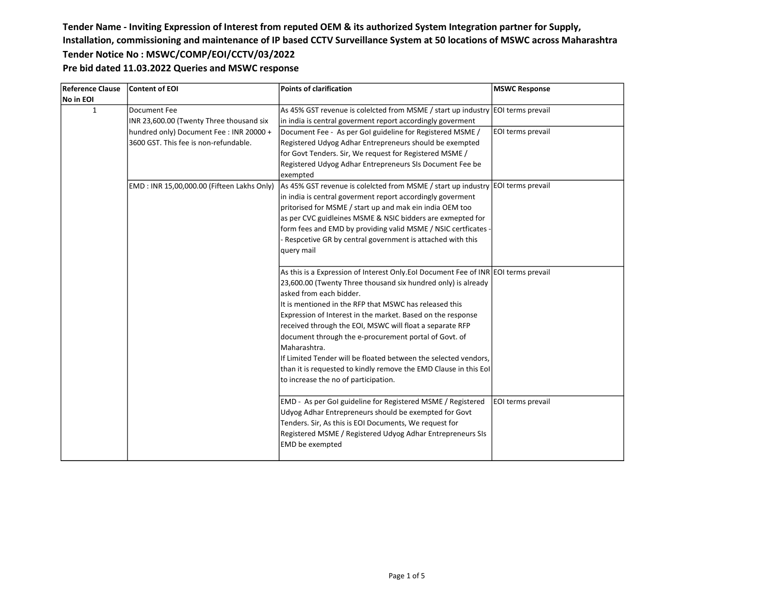**Tender Name - Inviting Expression of Interest from reputed OEM & its authorized System Integration partner for Supply, Installation, commissioning and maintenance of IP based CCTV Surveillance System at 50 locations of MSWC across Maharashtra**

**Tender Notice No : MSWC/COMP/EOI/CCTV/03/2022**

**Pre bid dated 11.03.2022 Queries and MSWC response**

| Reference Clause No in EOI | Content of EOI | Points of clarification | MSWC Response |
|---|---|---|---|
| 1 | Document Fee<br>INR 23,600.00 (Twenty Three thousand six hundred only) Document Fee : INR 20000 + 3600 GST. This fee is non-refundable. | As 45% GST revenue is colelcted from MSME / start up industry in india is central goverment report accordingly goverment | EOI terms prevail |
| | | Document Fee - As per GoI guideline for Registered MSME / Registered Udyog Adhar Entrepreneurs should be exempted for Govt Tenders. Sir, We request for Registered MSME / Registered Udyog Adhar Entrepreneurs SIs Document Fee be exempted | EOI terms prevail |
| | EMD : INR 15,00,000.00 (Fifteen Lakhs Only) | As 45% GST revenue is colelcted from MSME / start up industry in india is central goverment report accordingly goverment pritorised for MSME / start up and mak ein india OEM too as per CVC guidleines MSME & NSIC bidders are exmepted for form fees and EMD by providing valid MSME / NSIC certficates -- Respcetive GR by central government is attached with this query mail | EOI terms prevail |
| | | As this is a Expression of Interest Only.EoI Document Fee of INR 23,600.00 (Twenty Three thousand six hundred only) is already asked from each bidder.<br>It is mentioned in the RFP that MSWC has released this Expression of Interest in the market. Based on the response received through the EOI, MSWC will float a separate RFP document through the e-procurement portal of Govt. of Maharashtra.<br>If Limited Tender will be floated between the selected vendors, than it is requested to kindly remove the EMD Clause in this EoI to increase the no of participation. | EOI terms prevail |
| | | EMD - As per GoI guideline for Registered MSME / Registered Udyog Adhar Entrepreneurs should be exempted for Govt Tenders. Sir, As this is EOI Documents, We request for Registered MSME / Registered Udyog Adhar Entrepreneurs SIs EMD be exempted | EOI terms prevail |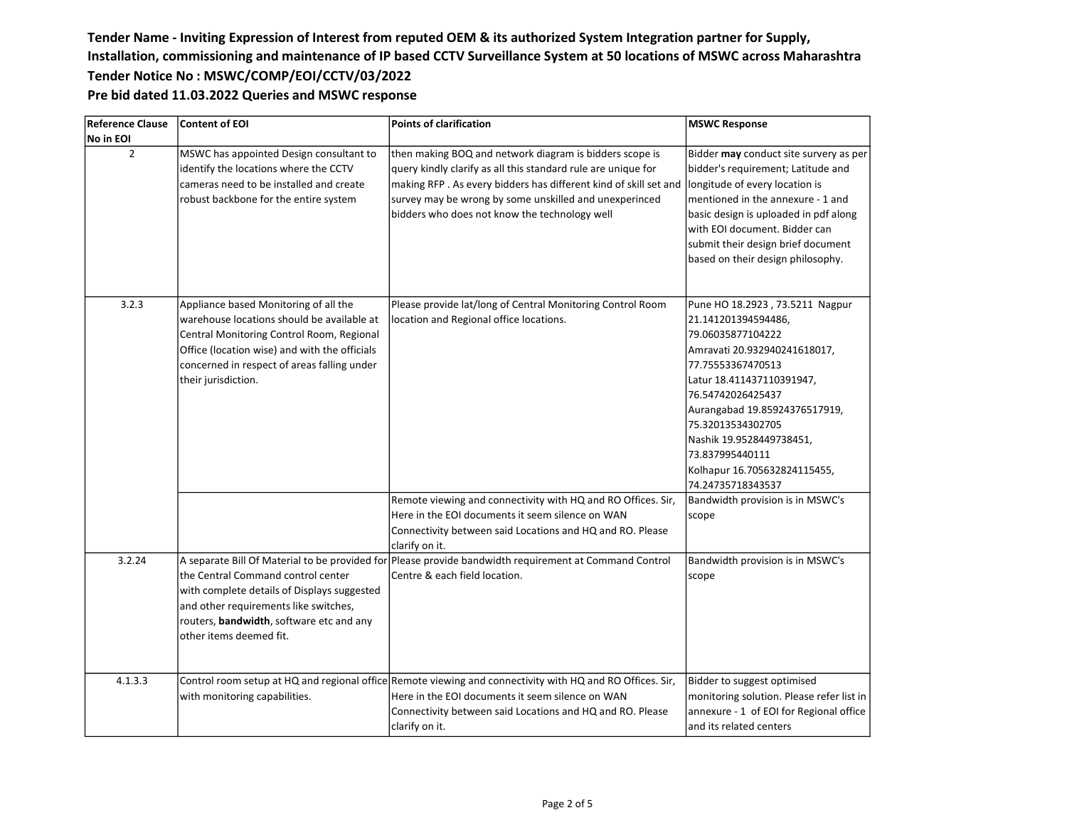**Tender Name - Inviting Expression of Interest from reputed OEM & its authorized System Integration partner for Supply, Installation, commissioning and maintenance of IP based CCTV Surveillance System at 50 locations of MSWC across Maharashtra**

**Tender Notice No : MSWC/COMP/EOI/CCTV/03/2022**

**Pre bid dated 11.03.2022 Queries and MSWC response**

| Reference Clause No in EOI | Content of EOI | Points of clarification | MSWC Response |
|---|---|---|---|
| 2 | MSWC has appointed Design consultant to identify the locations where the CCTV cameras need to be installed and create robust backbone for the entire system | then making BOQ and network diagram is bidders scope is query kindly clarify as all this standard rule are unique for making RFP . As every bidders has different kind of skill set and survey may be wrong by some unskilled and unexperinced bidders who does not know the technology well | Bidder **may** conduct site survery as per bidder's requirement; Latitude and longitude of every location is mentioned in the annexure - 1 and basic design is uploaded in pdf along with EOI document. Bidder can submit their design brief document based on their design philosophy. |
| 3.2.3 | Appliance based Monitoring of all the warehouse locations should be available at Central Monitoring Control Room, Regional Office (location wise) and with the officials concerned in respect of areas falling under their jurisdiction. | Please provide lat/long of Central Monitoring Control Room location and Regional office locations. | Pune HO 18.2923 , 73.5211 Nagpur 21.141201394594486, 79.06035877104222 Amravati 20.932940241618017, 77.75553367470513 Latur 18.411437110391947, 76.54742026425437 Aurangabad 19.85924376517919, 75.32013534302705 Nashik 19.9528449738451, 73.837995440111 Kolhapur 16.705632824115455, 74.24735718343537 |
| | | Remote viewing and connectivity with HQ and RO Offices. Sir, Here in the EOI documents it seem silence on WAN Connectivity between said Locations and HQ and RO. Please clarify on it. | Bandwidth provision is in MSWC's scope |
| 3.2.24 | A separate Bill Of Material to be provided for the Central Command control center with complete details of Displays suggested and other requirements like switches, routers, **bandwidth**, software etc and any other items deemed fit. | Please provide bandwidth requirement at Command Control Centre & each field location. | Bandwidth provision is in MSWC's scope |
| 4.1.3.3 | Control room setup at HQ and regional office with monitoring capabilities. | Remote viewing and connectivity with HQ and RO Offices. Sir, Here in the EOI documents it seem silence on WAN Connectivity between said Locations and HQ and RO. Please clarify on it. | Bidder to suggest optimised monitoring solution. Please refer list in annexure - 1 of EOI for Regional office and its related centers |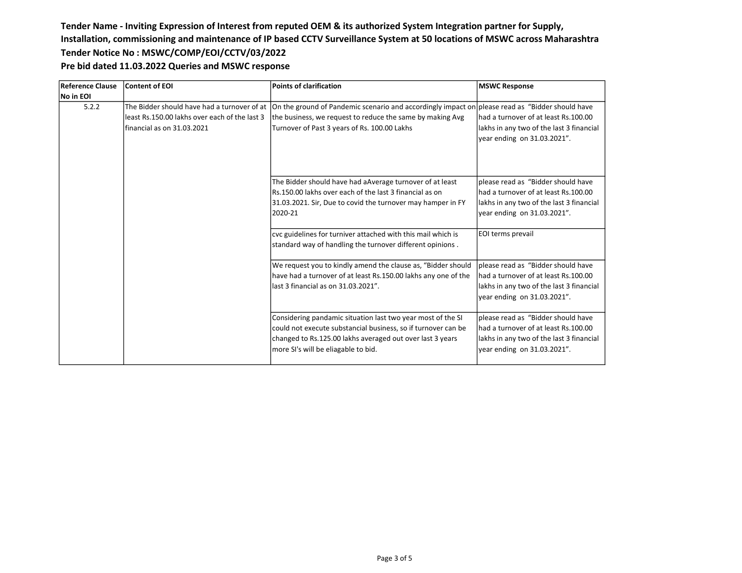**Tender Name - Inviting Expression of Interest from reputed OEM & its authorized System Integration partner for Supply, Installation, commissioning and maintenance of IP based CCTV Surveillance System at 50 locations of MSWC across Maharashtra**

**Tender Notice No : MSWC/COMP/EOI/CCTV/03/2022**

**Pre bid dated 11.03.2022 Queries and MSWC response**

| Reference Clause No in EOI | Content of EOI | Points of clarification | MSWC Response |
|---|---|---|---|
| 5.2.2 | The Bidder should have had a turnover of at least Rs.150.00 lakhs over each of the last 3 financial as on 31.03.2021 | On the ground of Pandemic scenario and accordingly impact on the business, we request to reduce the same by making Avg Turnover of Past 3 years of Rs. 100.00 Lakhs | please read as "Bidder should have had a turnover of at least Rs.100.00 lakhs in any two of the last 3 financial year ending on 31.03.2021". |
| | | The Bidder should have had aAverage turnover of at least Rs.150.00 lakhs over each of the last 3 financial as on 31.03.2021. Sir, Due to covid the turnover may hamper in FY 2020-21 | please read as "Bidder should have had a turnover of at least Rs.100.00 lakhs in any two of the last 3 financial year ending on 31.03.2021". |
| | | cvc guidelines for turniver attached with this mail which is standard way of handling the turnover different opinions . | EOI terms prevail |
| | | We request you to kindly amend the clause as, "Bidder should have had a turnover of at least Rs.150.00 lakhs any one of the last 3 financial as on 31.03.2021". | please read as "Bidder should have had a turnover of at least Rs.100.00 lakhs in any two of the last 3 financial year ending on 31.03.2021". |
| | | Considering pandamic situation last two year most of the SI could not execute substancial business, so if turnover can be changed to Rs.125.00 lakhs averaged out over last 3 years more SI's will be eliagable to bid. | please read as "Bidder should have had a turnover of at least Rs.100.00 lakhs in any two of the last 3 financial year ending on 31.03.2021". |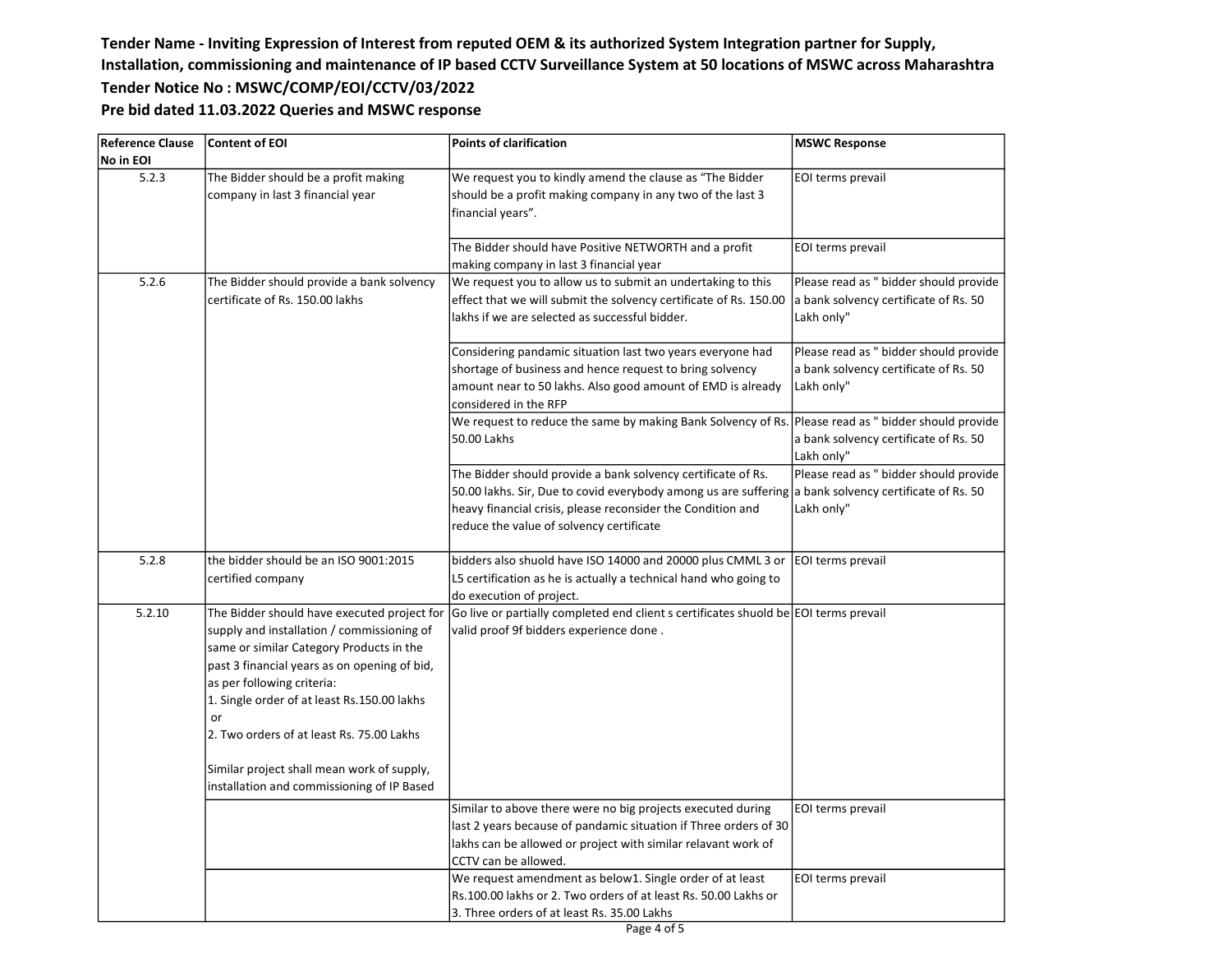**Tender Name - Inviting Expression of Interest from reputed OEM & its authorized System Integration partner for Supply, Installation, commissioning and maintenance of IP based CCTV Surveillance System at 50 locations of MSWC across Maharashtra**

**Tender Notice No : MSWC/COMP/EOI/CCTV/03/2022**

**Pre bid dated 11.03.2022 Queries and MSWC response**

| Reference Clause No in EOI | Content of EOI | Points of clarification | MSWC Response |
|---|---|---|---|
| 5.2.3 | The Bidder should be a profit making company in last 3 financial year | We request you to kindly amend the clause as "The Bidder should be a profit making company in any two of the last 3 financial years". | EOI terms prevail |
| | | The Bidder should have Positive NETWORTH and a profit making company in last 3 financial year | EOI terms prevail |
| 5.2.6 | The Bidder should provide a bank solvency certificate of Rs. 150.00 lakhs | We request you to allow us to submit an undertaking to this effect that we will submit the solvency certificate of Rs. 150.00 lakhs if we are selected as successful bidder. | Please read as " bidder should provide a bank solvency certificate of Rs. 50 Lakh only" |
| | | Considering pandamic situation last two years everyone had shortage of business and hence request to bring solvency amount near to 50 lakhs. Also good amount of EMD is already considered in the RFP | Please read as " bidder should provide a bank solvency certificate of Rs. 50 Lakh only" |
| | | We request to reduce the same by making Bank Solvency of Rs. 50.00 Lakhs | Please read as " bidder should provide a bank solvency certificate of Rs. 50 Lakh only" |
| | | The Bidder should provide a bank solvency certificate of Rs. 50.00 lakhs. Sir, Due to covid everybody among us are suffering heavy financial crisis, please reconsider the Condition and reduce the value of solvency certificate | Please read as " bidder should provide a bank solvency certificate of Rs. 50 Lakh only" |
| 5.2.8 | the bidder should be an ISO 9001:2015 certified company | bidders also shuold have ISO 14000 and 20000 plus CMML 3 or L5 certification as he is actually a technical hand who going to do execution of project. | EOI terms prevail |
| 5.2.10 | The Bidder should have executed project for supply and installation / commissioning of same or similar Category Products in the past 3 financial years as on opening of bid, as per following criteria:<br>1. Single order of at least Rs.150.00 lakhs<br>or<br>2. Two orders of at least Rs. 75.00 Lakhs<br><br>Similar project shall mean work of supply, installation and commissioning of IP Based | Go live or partially completed end client s certificates shuold be valid proof 9f bidders experience done . | EOI terms prevail |
| | | Similar to above there were no big projects executed during last 2 years because of pandamic situation if Three orders of 30 lakhs can be allowed or project with similar relavant work of CCTV can be allowed. | EOI terms prevail |
| | | We request amendment as below1. Single order of at least Rs.100.00 lakhs or 2. Two orders of at least Rs. 50.00 Lakhs or 3. Three orders of at least Rs. 35.00 Lakhs | EOI terms prevail |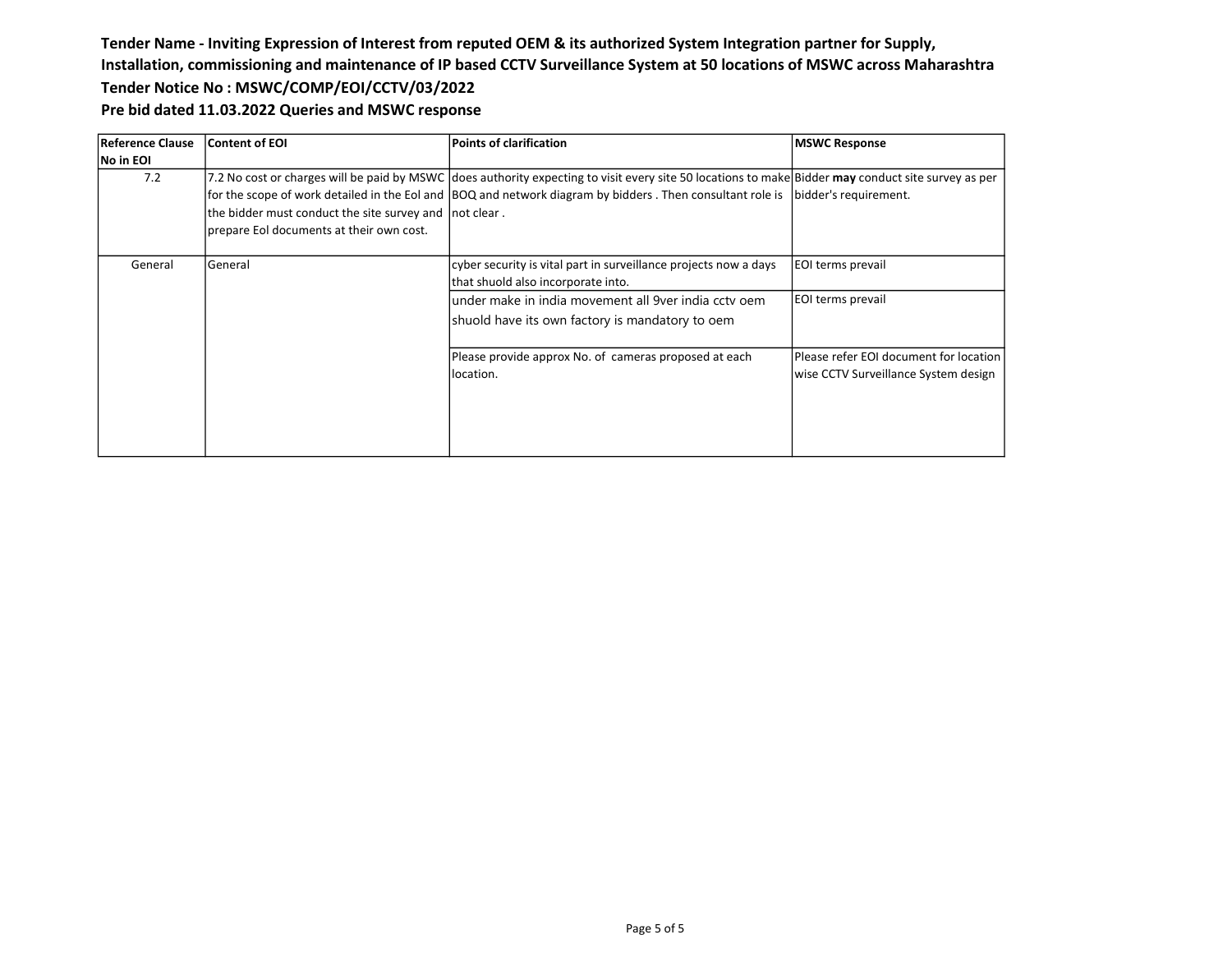**Tender Name - Inviting Expression of Interest from reputed OEM & its authorized System Integration partner for Supply, Installation, commissioning and maintenance of IP based CCTV Surveillance System at 50 locations of MSWC across Maharashtra**

**Tender Notice No : MSWC/COMP/EOI/CCTV/03/2022**

**Pre bid dated 11.03.2022 Queries and MSWC response**

| Reference Clause No in EOI | Content of EOI | Points of clarification | MSWC Response |
|---|---|---|---|
| 7.2 | 7.2 No cost or charges will be paid by MSWC for the scope of work detailed in the EoI and the bidder must conduct the site survey and prepare EoI documents at their own cost. | does authority expecting to visit every site 50 locations to make BOQ and network diagram by bidders . Then consultant role is not clear . | Bidder **may** conduct site survey as per bidder's requirement. |
| General | General | cyber security is vital part in surveillance projects now a days that shuold also incorporate into. | EOI terms prevail |
| | | under make in india movement all 9ver india cctv oem shuold have its own factory is mandatory to oem | EOI terms prevail |
| | | Please provide approx No. of cameras proposed at each location. | Please refer EOI document for location wise CCTV Surveillance System design |